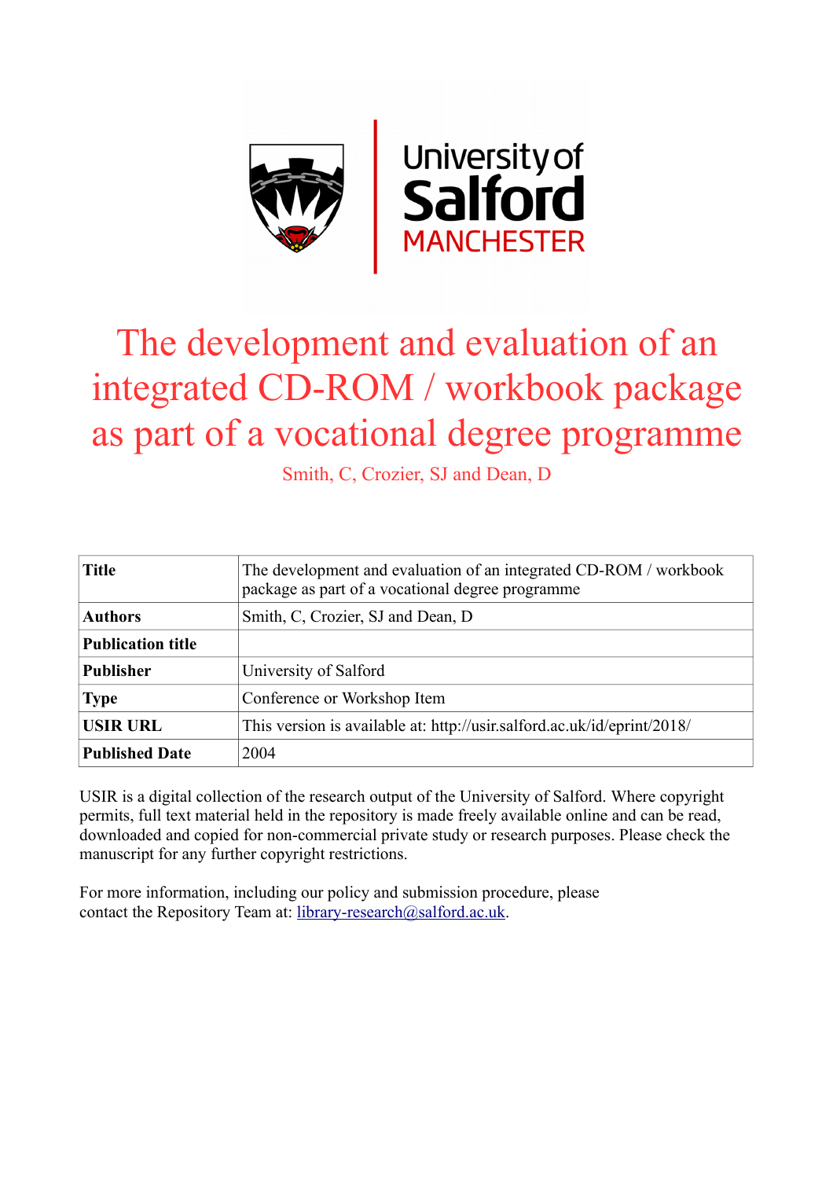# The development and evaluation of an integrated CD-ROM / workbook package as part of a vocational degree programme

Smith, C, Crozier, SJ and Dean, D

| Title | The development and evaluation of an integrated CD-ROM / workbook package as part of a vocational degree programme |
|---|---|
| Authors | Smith, C, Crozier, SJ and Dean, D |
| Publication title | |
| Publisher | University of Salford |
| Type | Conference or Workshop Item |
| USIR URL | This version is available at: http://usir.salford.ac.uk/id/eprint/2018/ |
| Published Date | 2004 |

USIR is a digital collection of the research output of the University of Salford. Where copyright permits, full text material held in the repository is made freely available online and can be read, downloaded and copied for non-commercial private study or research purposes. Please check the manuscript for any further copyright restrictions.

For more information, including our policy and submission procedure, please contact the Repository Team at: library-research@salford.ac.uk.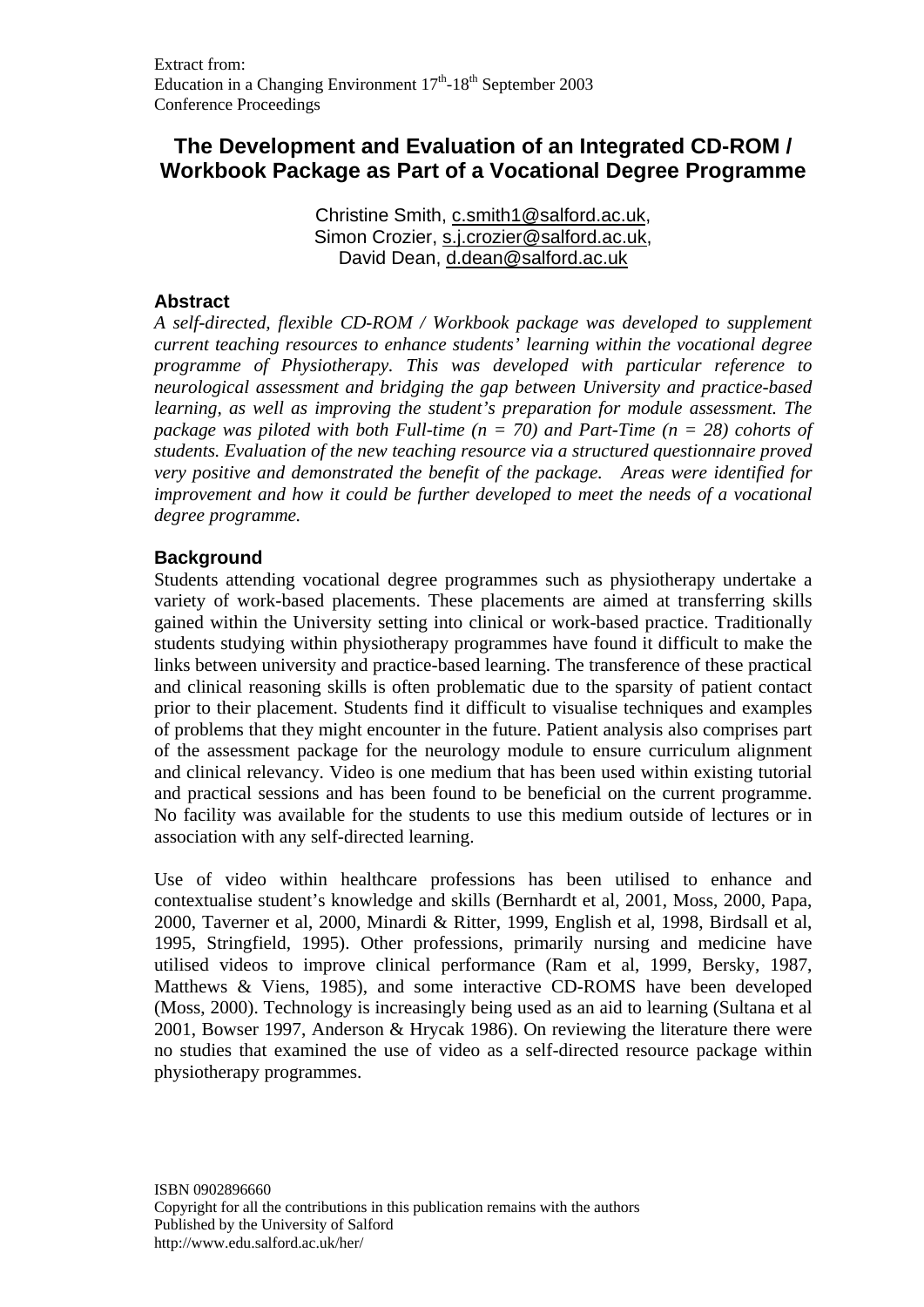Extract from:
Education in a Changing Environment 17th-18th September 2003
Conference Proceedings

# The Development and Evaluation of an Integrated CD-ROM / Workbook Package as Part of a Vocational Degree Programme

Christine Smith, c.smith1@salford.ac.uk,
Simon Crozier, s.j.crozier@salford.ac.uk,
David Dean, d.dean@salford.ac.uk

## Abstract

*A self-directed, flexible CD-ROM / Workbook package was developed to supplement current teaching resources to enhance students' learning within the vocational degree programme of Physiotherapy. This was developed with particular reference to neurological assessment and bridging the gap between University and practice-based learning, as well as improving the student's preparation for module assessment. The package was piloted with both Full-time (n = 70) and Part-Time (n = 28) cohorts of students. Evaluation of the new teaching resource via a structured questionnaire proved very positive and demonstrated the benefit of the package. Areas were identified for improvement and how it could be further developed to meet the needs of a vocational degree programme.*

## Background

Students attending vocational degree programmes such as physiotherapy undertake a variety of work-based placements. These placements are aimed at transferring skills gained within the University setting into clinical or work-based practice. Traditionally students studying within physiotherapy programmes have found it difficult to make the links between university and practice-based learning. The transference of these practical and clinical reasoning skills is often problematic due to the sparsity of patient contact prior to their placement. Students find it difficult to visualise techniques and examples of problems that they might encounter in the future. Patient analysis also comprises part of the assessment package for the neurology module to ensure curriculum alignment and clinical relevancy. Video is one medium that has been used within existing tutorial and practical sessions and has been found to be beneficial on the current programme. No facility was available for the students to use this medium outside of lectures or in association with any self-directed learning.

Use of video within healthcare professions has been utilised to enhance and contextualise student's knowledge and skills (Bernhardt et al, 2001, Moss, 2000, Papa, 2000, Taverner et al, 2000, Minardi & Ritter, 1999, English et al, 1998, Birdsall et al, 1995, Stringfield, 1995). Other professions, primarily nursing and medicine have utilised videos to improve clinical performance (Ram et al, 1999, Bersky, 1987, Matthews & Viens, 1985), and some interactive CD-ROMS have been developed (Moss, 2000). Technology is increasingly being used as an aid to learning (Sultana et al 2001, Bowser 1997, Anderson & Hrycak 1986). On reviewing the literature there were no studies that examined the use of video as a self-directed resource package within physiotherapy programmes.

ISBN 0902896660
Copyright for all the contributions in this publication remains with the authors
Published by the University of Salford
http://www.edu.salford.ac.uk/her/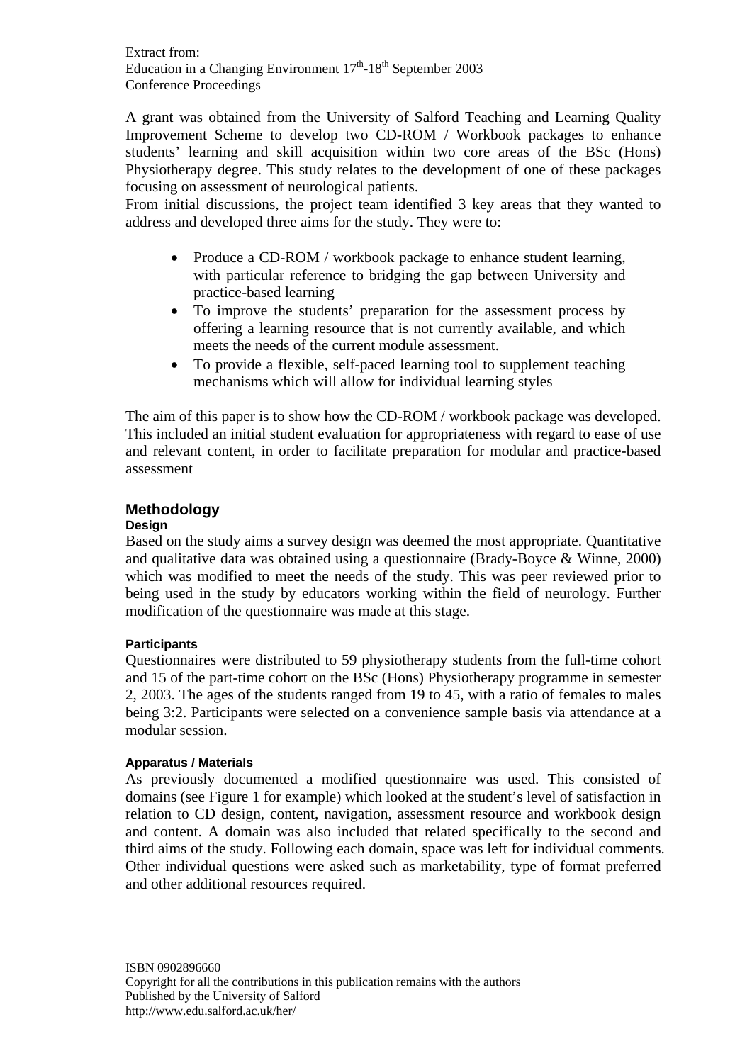A grant was obtained from the University of Salford Teaching and Learning Quality Improvement Scheme to develop two CD-ROM / Workbook packages to enhance students' learning and skill acquisition within two core areas of the BSc (Hons) Physiotherapy degree. This study relates to the development of one of these packages focusing on assessment of neurological patients.

From initial discussions, the project team identified 3 key areas that they wanted to address and developed three aims for the study. They were to:

- Produce a CD-ROM / workbook package to enhance student learning, with particular reference to bridging the gap between University and practice-based learning
- To improve the students' preparation for the assessment process by offering a learning resource that is not currently available, and which meets the needs of the current module assessment.
- To provide a flexible, self-paced learning tool to supplement teaching mechanisms which will allow for individual learning styles

The aim of this paper is to show how the CD-ROM / workbook package was developed. This included an initial student evaluation for appropriateness with regard to ease of use and relevant content, in order to facilitate preparation for modular and practice-based assessment

## Methodology

### Design

Based on the study aims a survey design was deemed the most appropriate. Quantitative and qualitative data was obtained using a questionnaire (Brady-Boyce & Winne, 2000) which was modified to meet the needs of the study. This was peer reviewed prior to being used in the study by educators working within the field of neurology. Further modification of the questionnaire was made at this stage.

### Participants

Questionnaires were distributed to 59 physiotherapy students from the full-time cohort and 15 of the part-time cohort on the BSc (Hons) Physiotherapy programme in semester 2, 2003. The ages of the students ranged from 19 to 45, with a ratio of females to males being 3:2. Participants were selected on a convenience sample basis via attendance at a modular session.

### Apparatus / Materials

As previously documented a modified questionnaire was used. This consisted of domains (see Figure 1 for example) which looked at the student's level of satisfaction in relation to CD design, content, navigation, assessment resource and workbook design and content. A domain was also included that related specifically to the second and third aims of the study. Following each domain, space was left for individual comments. Other individual questions were asked such as marketability, type of format preferred and other additional resources required.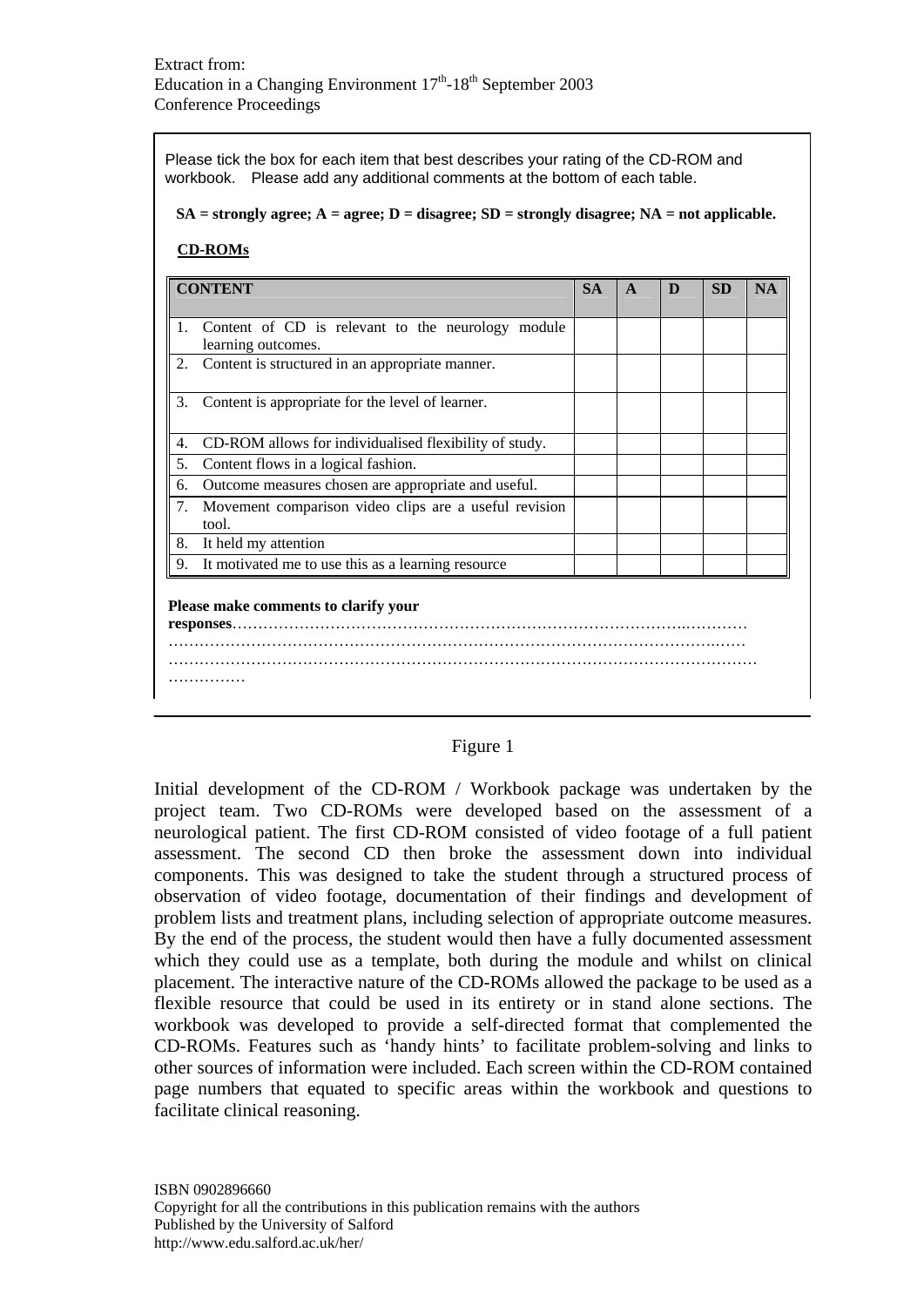Please tick the box for each item that best describes your rating of the CD-ROM and workbook. Please add any additional comments at the bottom of each table.

**SA = strongly agree; A = agree; D = disagree; SD = strongly disagree; NA = not applicable.**

**CD-ROMs**

| CONTENT | SA | A | D | SD | NA |
|---|---|---|---|---|---|
| 1. Content of CD is relevant to the neurology module learning outcomes. | | | | | |
| 2. Content is structured in an appropriate manner. | | | | | |
| 3. Content is appropriate for the level of learner. | | | | | |
| 4. CD-ROM allows for individualised flexibility of study. | | | | | |
| 5. Content flows in a logical fashion. | | | | | |
| 6. Outcome measures chosen are appropriate and useful. | | | | | |
| 7. Movement comparison video clips are a useful revision tool. | | | | | |
| 8. It held my attention | | | | | |
| 9. It motivated me to use this as a learning resource | | | | | |

**Please make comments to clarify your responses**……………………………………………………………………………..…………
……………………………………………………………………………………………….……
…………………………………………………………………………………………………
……………

Figure 1

Initial development of the CD-ROM / Workbook package was undertaken by the project team. Two CD-ROMs were developed based on the assessment of a neurological patient. The first CD-ROM consisted of video footage of a full patient assessment. The second CD then broke the assessment down into individual components. This was designed to take the student through a structured process of observation of video footage, documentation of their findings and development of problem lists and treatment plans, including selection of appropriate outcome measures. By the end of the process, the student would then have a fully documented assessment which they could use as a template, both during the module and whilst on clinical placement. The interactive nature of the CD-ROMs allowed the package to be used as a flexible resource that could be used in its entirety or in stand alone sections. The workbook was developed to provide a self-directed format that complemented the CD-ROMs. Features such as 'handy hints' to facilitate problem-solving and links to other sources of information were included. Each screen within the CD-ROM contained page numbers that equated to specific areas within the workbook and questions to facilitate clinical reasoning.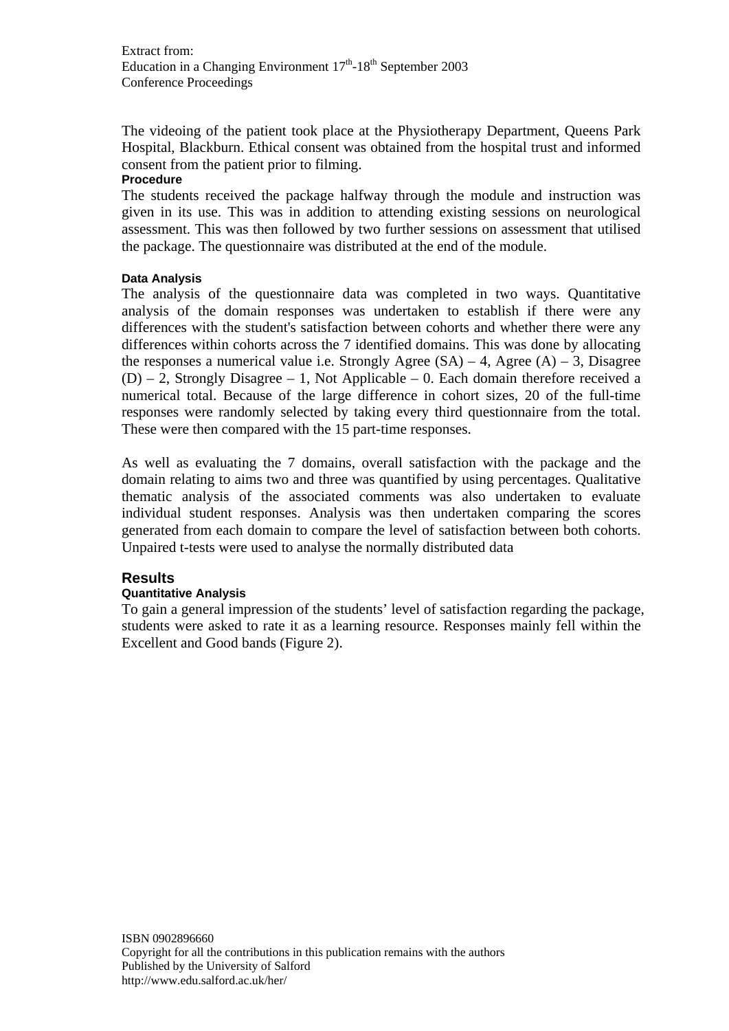The videoing of the patient took place at the Physiotherapy Department, Queens Park Hospital, Blackburn. Ethical consent was obtained from the hospital trust and informed consent from the patient prior to filming.

### Procedure

The students received the package halfway through the module and instruction was given in its use. This was in addition to attending existing sessions on neurological assessment. This was then followed by two further sessions on assessment that utilised the package. The questionnaire was distributed at the end of the module.

### Data Analysis

The analysis of the questionnaire data was completed in two ways. Quantitative analysis of the domain responses was undertaken to establish if there were any differences with the student's satisfaction between cohorts and whether there were any differences within cohorts across the 7 identified domains. This was done by allocating the responses a numerical value i.e. Strongly Agree (SA) – 4, Agree (A) – 3, Disagree (D) – 2, Strongly Disagree – 1, Not Applicable – 0. Each domain therefore received a numerical total. Because of the large difference in cohort sizes, 20 of the full-time responses were randomly selected by taking every third questionnaire from the total. These were then compared with the 15 part-time responses.

As well as evaluating the 7 domains, overall satisfaction with the package and the domain relating to aims two and three was quantified by using percentages. Qualitative thematic analysis of the associated comments was also undertaken to evaluate individual student responses. Analysis was then undertaken comparing the scores generated from each domain to compare the level of satisfaction between both cohorts. Unpaired t-tests were used to analyse the normally distributed data

## Results

### Quantitative Analysis

To gain a general impression of the students' level of satisfaction regarding the package, students were asked to rate it as a learning resource. Responses mainly fell within the Excellent and Good bands (Figure 2).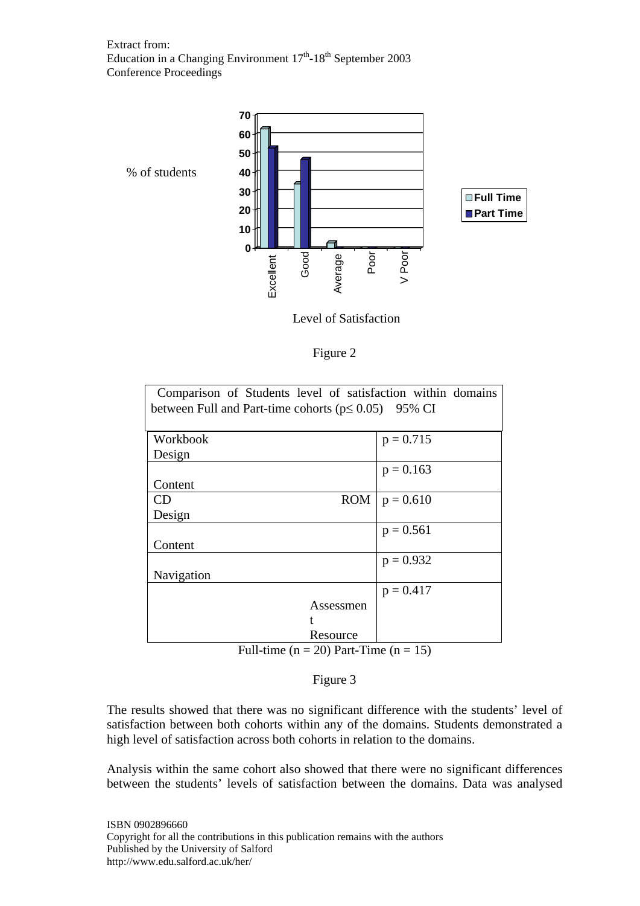% of students

Level of Satisfaction

Figure 2

| Comparison of Students level of satisfaction within domains between Full and Part-time cohorts ($p \leq 0.05$) 95% CI | |
|---|---|
| Workbook Design | $p = 0.715$ |
| Content | $p = 0.163$ |
| CD ROM Design | $p = 0.610$ |
| Content | $p = 0.561$ |
| Navigation | $p = 0.932$ |
| Assessment Resource | $p = 0.417$ |

Full-time ($n = 20$) Part-Time ($n = 15$)

Figure 3

The results showed that there was no significant difference with the students' level of satisfaction between both cohorts within any of the domains. Students demonstrated a high level of satisfaction across both cohorts in relation to the domains.

Analysis within the same cohort also showed that there were no significant differences between the students' levels of satisfaction between the domains. Data was analysed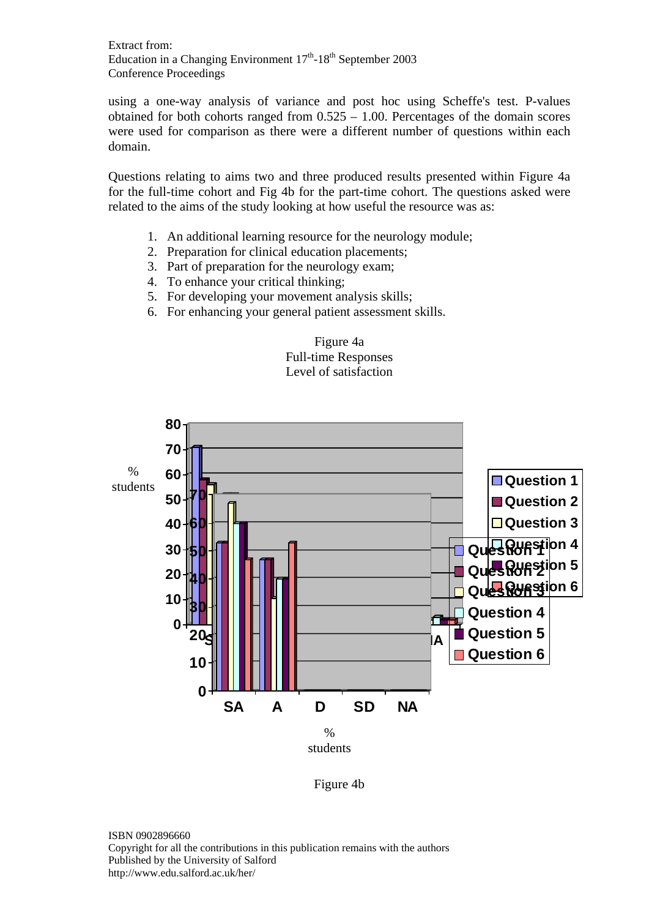using a one-way analysis of variance and post hoc using Scheffe's test. P-values obtained for both cohorts ranged from 0.525 – 1.00. Percentages of the domain scores were used for comparison as there were a different number of questions within each domain.

Questions relating to aims two and three produced results presented within Figure 4a for the full-time cohort and Fig 4b for the part-time cohort. The questions asked were related to the aims of the study looking at how useful the resource was as:

1. An additional learning resource for the neurology module;
2. Preparation for clinical education placements;
3. Part of preparation for the neurology exam;
4. To enhance your critical thinking;
5. For developing your movement analysis skills;
6. For enhancing your general patient assessment skills.

Figure 4a
Full-time Responses
Level of satisfaction

Figure 4b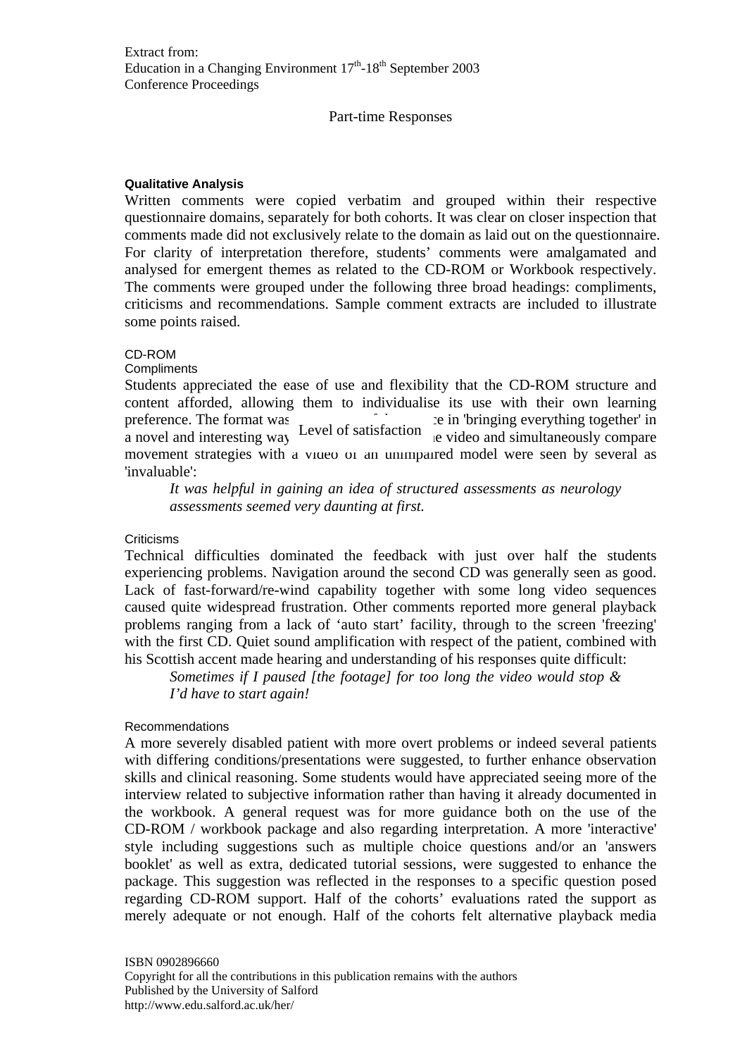Part-time Responses

#### Qualitative Analysis

Written comments were copied verbatim and grouped within their respective questionnaire domains, separately for both cohorts. It was clear on closer inspection that comments made did not exclusively relate to the domain as laid out on the questionnaire. For clarity of interpretation therefore, students' comments were amalgamated and analysed for emergent themes as related to the CD-ROM or Workbook respectively. The comments were grouped under the following three broad headings: compliments, criticisms and recommendations. Sample comment extracts are included to illustrate some points raised.

##### CD-ROM

###### Compliments

Students appreciated the ease of use and flexibility that the CD-ROM structure and content afforded, allowing them to individualise its use with their own learning preference. The format was ... ce in 'bringing everything together' in a novel and interesting way Level of satisfaction ...e video and simultaneously compare movement strategies with a video of an unimpaired model were seen by several as 'invaluable':

> *It was helpful in gaining an idea of structured assessments as neurology assessments seemed very daunting at first.*

###### Criticisms

Technical difficulties dominated the feedback with just over half the students experiencing problems. Navigation around the second CD was generally seen as good. Lack of fast-forward/re-wind capability together with some long video sequences caused quite widespread frustration. Other comments reported more general playback problems ranging from a lack of 'auto start' facility, through to the screen 'freezing' with the first CD. Quiet sound amplification with respect of the patient, combined with his Scottish accent made hearing and understanding of his responses quite difficult:

> *Sometimes if I paused [the footage] for too long the video would stop & I'd have to start again!*

###### Recommendations

A more severely disabled patient with more overt problems or indeed several patients with differing conditions/presentations were suggested, to further enhance observation skills and clinical reasoning. Some students would have appreciated seeing more of the interview related to subjective information rather than having it already documented in the workbook. A general request was for more guidance both on the use of the CD-ROM / workbook package and also regarding interpretation. A more 'interactive' style including suggestions such as multiple choice questions and/or an 'answers booklet' as well as extra, dedicated tutorial sessions, were suggested to enhance the package. This suggestion was reflected in the responses to a specific question posed regarding CD-ROM support. Half of the cohorts' evaluations rated the support as merely adequate or not enough. Half of the cohorts felt alternative playback media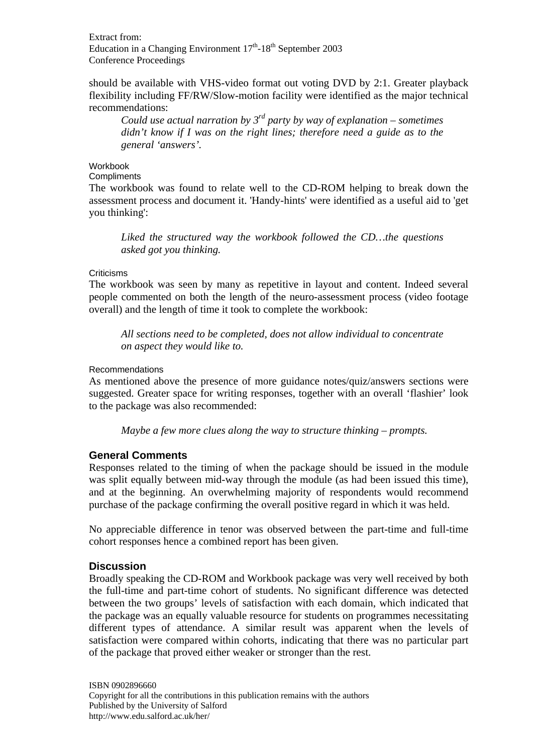should be available with VHS-video format out voting DVD by 2:1. Greater playback flexibility including FF/RW/Slow-motion facility were identified as the major technical recommendations:

> *Could use actual narration by 3rd party by way of explanation – sometimes didn't know if I was on the right lines; therefore need a guide as to the general 'answers'.*

Workbook

Compliments

The workbook was found to relate well to the CD-ROM helping to break down the assessment process and document it. 'Handy-hints' were identified as a useful aid to 'get you thinking':

> *Liked the structured way the workbook followed the CD…the questions asked got you thinking.*

Criticisms

The workbook was seen by many as repetitive in layout and content. Indeed several people commented on both the length of the neuro-assessment process (video footage overall) and the length of time it took to complete the workbook:

> *All sections need to be completed, does not allow individual to concentrate on aspect they would like to.*

Recommendations

As mentioned above the presence of more guidance notes/quiz/answers sections were suggested. Greater space for writing responses, together with an overall 'flashier' look to the package was also recommended:

> *Maybe a few more clues along the way to structure thinking – prompts.*

### General Comments

Responses related to the timing of when the package should be issued in the module was split equally between mid-way through the module (as had been issued this time), and at the beginning. An overwhelming majority of respondents would recommend purchase of the package confirming the overall positive regard in which it was held.

No appreciable difference in tenor was observed between the part-time and full-time cohort responses hence a combined report has been given.

### Discussion

Broadly speaking the CD-ROM and Workbook package was very well received by both the full-time and part-time cohort of students. No significant difference was detected between the two groups' levels of satisfaction with each domain, which indicated that the package was an equally valuable resource for students on programmes necessitating different types of attendance. A similar result was apparent when the levels of satisfaction were compared within cohorts, indicating that there was no particular part of the package that proved either weaker or stronger than the rest.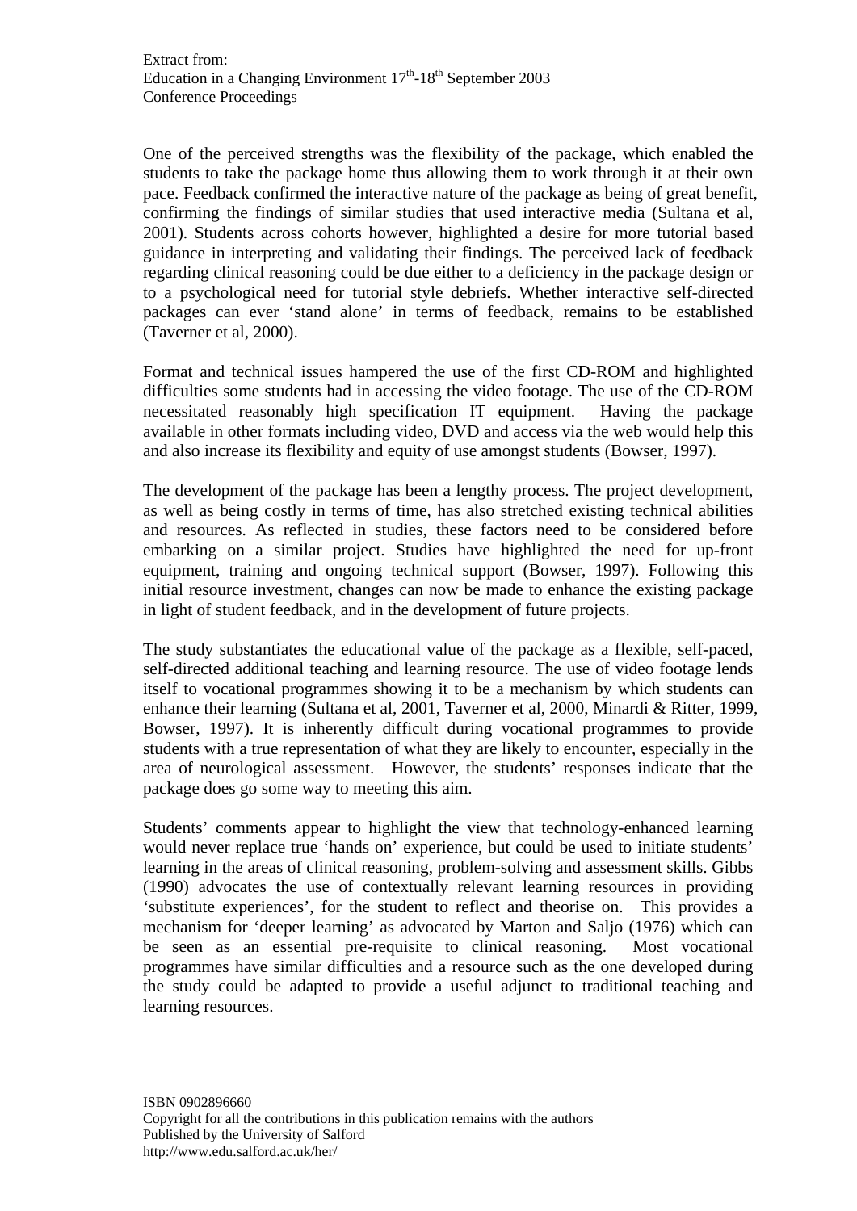One of the perceived strengths was the flexibility of the package, which enabled the students to take the package home thus allowing them to work through it at their own pace. Feedback confirmed the interactive nature of the package as being of great benefit, confirming the findings of similar studies that used interactive media (Sultana et al, 2001). Students across cohorts however, highlighted a desire for more tutorial based guidance in interpreting and validating their findings. The perceived lack of feedback regarding clinical reasoning could be due either to a deficiency in the package design or to a psychological need for tutorial style debriefs. Whether interactive self-directed packages can ever 'stand alone' in terms of feedback, remains to be established (Taverner et al, 2000).

Format and technical issues hampered the use of the first CD-ROM and highlighted difficulties some students had in accessing the video footage. The use of the CD-ROM necessitated reasonably high specification IT equipment. Having the package available in other formats including video, DVD and access via the web would help this and also increase its flexibility and equity of use amongst students (Bowser, 1997).

The development of the package has been a lengthy process. The project development, as well as being costly in terms of time, has also stretched existing technical abilities and resources. As reflected in studies, these factors need to be considered before embarking on a similar project. Studies have highlighted the need for up-front equipment, training and ongoing technical support (Bowser, 1997). Following this initial resource investment, changes can now be made to enhance the existing package in light of student feedback, and in the development of future projects.

The study substantiates the educational value of the package as a flexible, self-paced, self-directed additional teaching and learning resource. The use of video footage lends itself to vocational programmes showing it to be a mechanism by which students can enhance their learning (Sultana et al, 2001, Taverner et al, 2000, Minardi & Ritter, 1999, Bowser, 1997). It is inherently difficult during vocational programmes to provide students with a true representation of what they are likely to encounter, especially in the area of neurological assessment. However, the students' responses indicate that the package does go some way to meeting this aim.

Students' comments appear to highlight the view that technology-enhanced learning would never replace true 'hands on' experience, but could be used to initiate students' learning in the areas of clinical reasoning, problem-solving and assessment skills. Gibbs (1990) advocates the use of contextually relevant learning resources in providing 'substitute experiences', for the student to reflect and theorise on. This provides a mechanism for 'deeper learning' as advocated by Marton and Saljo (1976) which can be seen as an essential pre-requisite to clinical reasoning. Most vocational programmes have similar difficulties and a resource such as the one developed during the study could be adapted to provide a useful adjunct to traditional teaching and learning resources.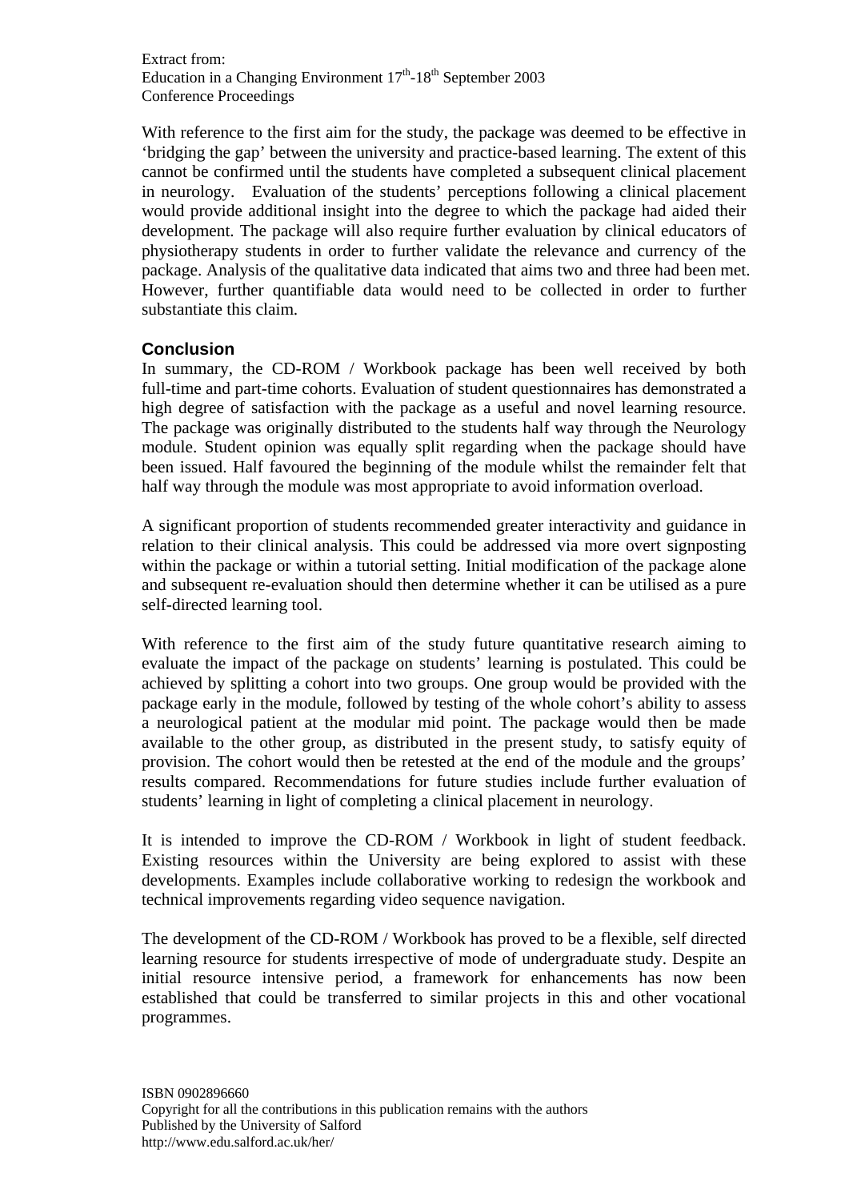With reference to the first aim for the study, the package was deemed to be effective in 'bridging the gap' between the university and practice-based learning. The extent of this cannot be confirmed until the students have completed a subsequent clinical placement in neurology. Evaluation of the students' perceptions following a clinical placement would provide additional insight into the degree to which the package had aided their development. The package will also require further evaluation by clinical educators of physiotherapy students in order to further validate the relevance and currency of the package. Analysis of the qualitative data indicated that aims two and three had been met. However, further quantifiable data would need to be collected in order to further substantiate this claim.

## Conclusion

In summary, the CD-ROM / Workbook package has been well received by both full-time and part-time cohorts. Evaluation of student questionnaires has demonstrated a high degree of satisfaction with the package as a useful and novel learning resource. The package was originally distributed to the students half way through the Neurology module. Student opinion was equally split regarding when the package should have been issued. Half favoured the beginning of the module whilst the remainder felt that half way through the module was most appropriate to avoid information overload.

A significant proportion of students recommended greater interactivity and guidance in relation to their clinical analysis. This could be addressed via more overt signposting within the package or within a tutorial setting. Initial modification of the package alone and subsequent re-evaluation should then determine whether it can be utilised as a pure self-directed learning tool.

With reference to the first aim of the study future quantitative research aiming to evaluate the impact of the package on students' learning is postulated. This could be achieved by splitting a cohort into two groups. One group would be provided with the package early in the module, followed by testing of the whole cohort's ability to assess a neurological patient at the modular mid point. The package would then be made available to the other group, as distributed in the present study, to satisfy equity of provision. The cohort would then be retested at the end of the module and the groups' results compared. Recommendations for future studies include further evaluation of students' learning in light of completing a clinical placement in neurology.

It is intended to improve the CD-ROM / Workbook in light of student feedback. Existing resources within the University are being explored to assist with these developments. Examples include collaborative working to redesign the workbook and technical improvements regarding video sequence navigation.

The development of the CD-ROM / Workbook has proved to be a flexible, self directed learning resource for students irrespective of mode of undergraduate study. Despite an initial resource intensive period, a framework for enhancements has now been established that could be transferred to similar projects in this and other vocational programmes.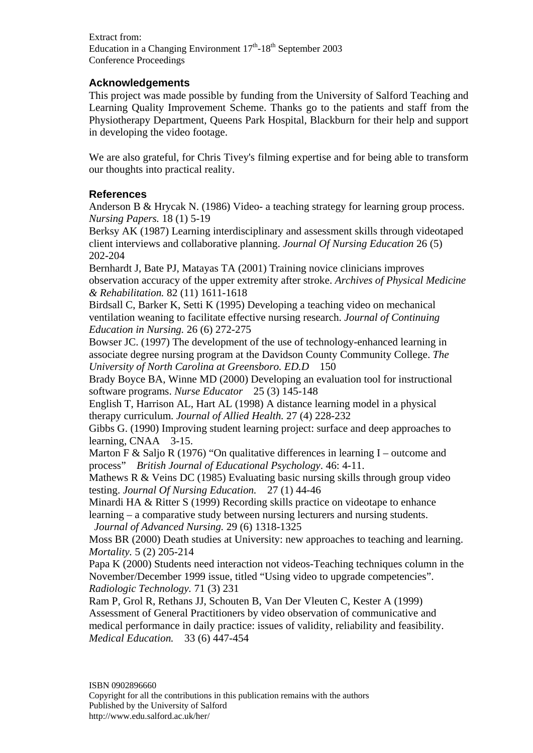## Acknowledgements

This project was made possible by funding from the University of Salford Teaching and Learning Quality Improvement Scheme. Thanks go to the patients and staff from the Physiotherapy Department, Queens Park Hospital, Blackburn for their help and support in developing the video footage.

We are also grateful, for Chris Tivey's filming expertise and for being able to transform our thoughts into practical reality.

## References

Anderson B & Hrycak N. (1986) Video- a teaching strategy for learning group process. *Nursing Papers.* 18 (1) 5-19

Berksy AK (1987) Learning interdisciplinary and assessment skills through videotaped client interviews and collaborative planning. *Journal Of Nursing Education* 26 (5) 202-204

Bernhardt J, Bate PJ, Matayas TA (2001) Training novice clinicians improves observation accuracy of the upper extremity after stroke. *Archives of Physical Medicine & Rehabilitation.* 82 (11) 1611-1618

Birdsall C, Barker K, Setti K (1995) Developing a teaching video on mechanical ventilation weaning to facilitate effective nursing research. *Journal of Continuing Education in Nursing.* 26 (6) 272-275

Bowser JC. (1997) The development of the use of technology-enhanced learning in associate degree nursing program at the Davidson County Community College. *The University of North Carolina at Greensboro. ED.D* 150

Brady Boyce BA, Winne MD (2000) Developing an evaluation tool for instructional software programs. *Nurse Educator* 25 (3) 145-148

English T, Harrison AL, Hart AL (1998) A distance learning model in a physical therapy curriculum. *Journal of Allied Health.* 27 (4) 228-232

Gibbs G. (1990) Improving student learning project: surface and deep approaches to learning, CNAA 3-15.

Marton F & Saljo R (1976) "On qualitative differences in learning I – outcome and process" *British Journal of Educational Psychology*. 46: 4-11.

Mathews R & Veins DC (1985) Evaluating basic nursing skills through group video testing. *Journal Of Nursing Education.* 27 (1) 44-46

Minardi HA & Ritter S (1999) Recording skills practice on videotape to enhance learning – a comparative study between nursing lecturers and nursing students. *Journal of Advanced Nursing.* 29 (6) 1318-1325

Moss BR (2000) Death studies at University: new approaches to teaching and learning. *Mortality.* 5 (2) 205-214

Papa K (2000) Students need interaction not videos-Teaching techniques column in the November/December 1999 issue, titled "Using video to upgrade competencies". *Radiologic Technology.* 71 (3) 231

Ram P, Grol R, Rethans JJ, Schouten B, Van Der Vleuten C, Kester A (1999) Assessment of General Practitioners by video observation of communicative and medical performance in daily practice: issues of validity, reliability and feasibility. *Medical Education.* 33 (6) 447-454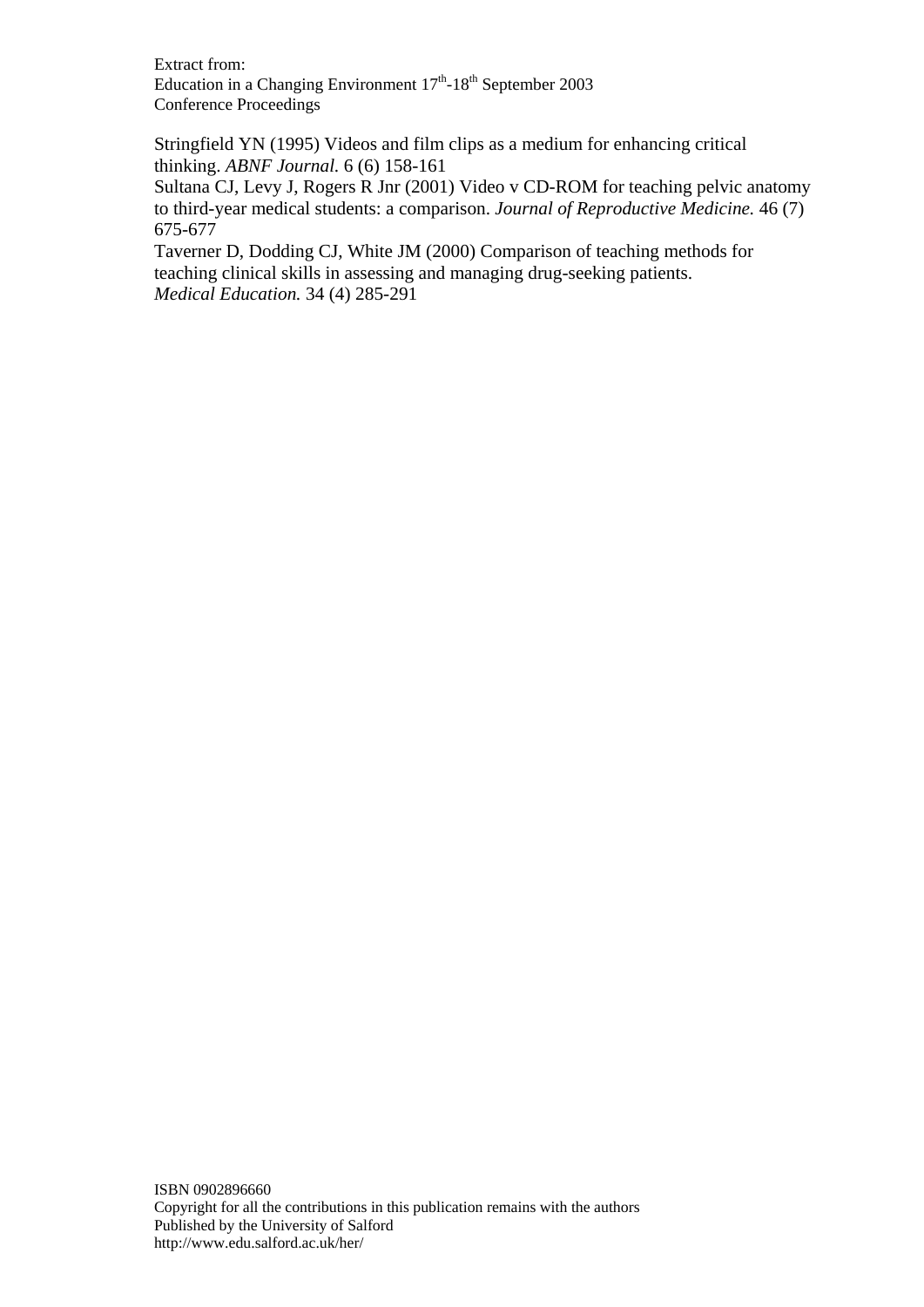Stringfield YN (1995) Videos and film clips as a medium for enhancing critical thinking. *ABNF Journal.* 6 (6) 158-161

Sultana CJ, Levy J, Rogers R Jnr (2001) Video v CD-ROM for teaching pelvic anatomy to third-year medical students: a comparison. *Journal of Reproductive Medicine.* 46 (7) 675-677

Taverner D, Dodding CJ, White JM (2000) Comparison of teaching methods for teaching clinical skills in assessing and managing drug-seeking patients. *Medical Education.* 34 (4) 285-291